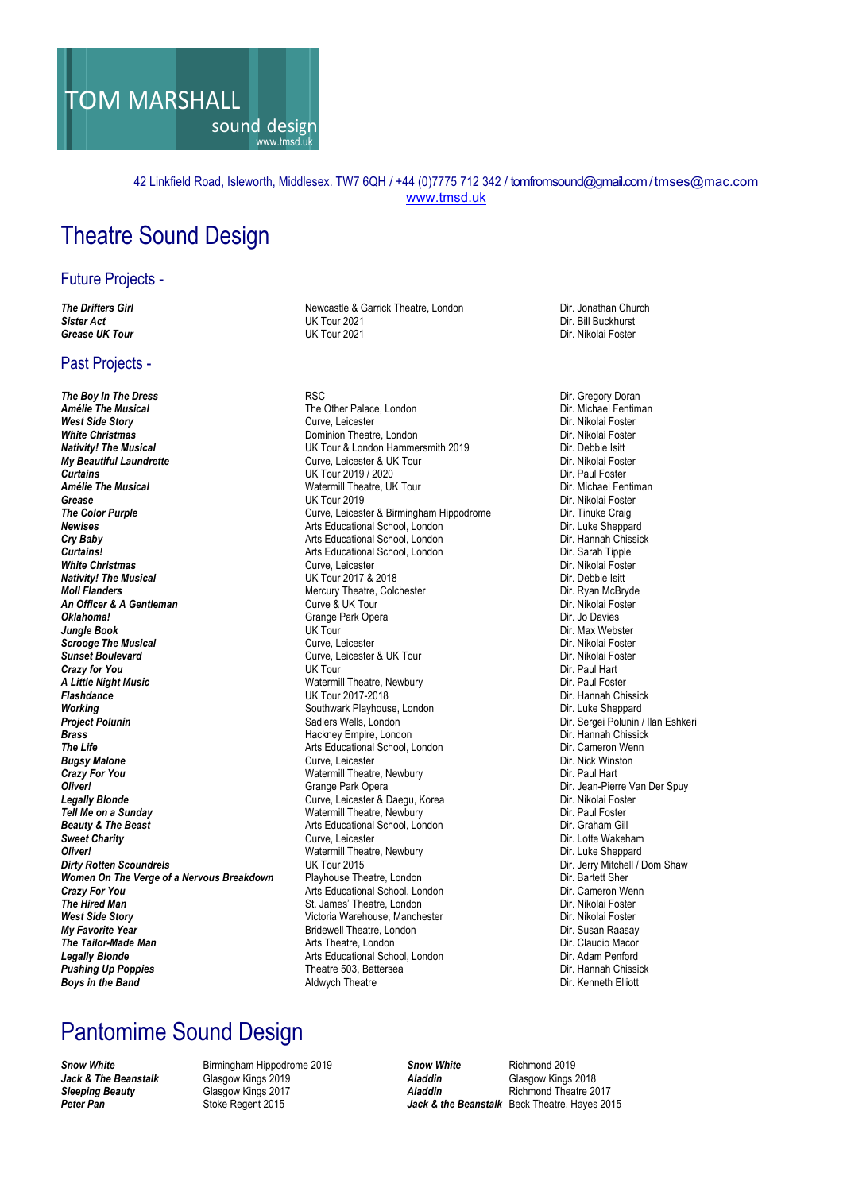# TOM MARSHALL

sound design

www.tmsd.uk

42 Linkfield Road, Isleworth, Middlesex. TW7 6QH / +44 (0)7775 712 342 / tomfromsound@gmail.com / tmses@mac.com
www.tmsd.uk

# Theatre Sound Design

## Future Projects -

| | | |
|---|---|---|
| ***The Drifters Girl*** | Newcastle & Garrick Theatre, London | Dir. Jonathan Church |
| ***Sister Act*** | UK Tour 2021 | Dir. Bill Buckhurst |
| ***Grease UK Tour*** | UK Tour 2021 | Dir. Nikolai Foster |

## Past Projects -

| | | |
|---|---|---|
| ***The Boy In The Dress*** | RSC | Dir. Gregory Doran |
| ***Amélie The Musical*** | The Other Palace, London | Dir. Michael Fentiman |
| ***West Side Story*** | Curve, Leicester | Dir. Nikolai Foster |
| ***White Christmas*** | Dominion Theatre, London | Dir. Nikolai Foster |
| ***Nativity! The Musical*** | UK Tour & London Hammersmith 2019 | Dir. Debbie Isitt |
| ***My Beautiful Laundrette*** | Curve, Leicester & UK Tour | Dir. Nikolai Foster |
| ***Curtains*** | UK Tour 2019 / 2020 | Dir. Paul Foster |
| ***Amélie The Musical*** | Watermill Theatre, UK Tour | Dir. Michael Fentiman |
| ***Grease*** | UK Tour 2019 | Dir. Nikolai Foster |
| ***The Color Purple*** | Curve, Leicester & Birmingham Hippodrome | Dir. Tinuke Craig |
| ***Newises*** | Arts Educational School, London | Dir. Luke Sheppard |
| ***Cry Baby*** | Arts Educational School, London | Dir. Hannah Chissick |
| ***Curtains!*** | Arts Educational School, London | Dir. Sarah Tipple |
| ***White Christmas*** | Curve, Leicester | Dir. Nikolai Foster |
| ***Nativity! The Musical*** | UK Tour 2017 & 2018 | Dir. Debbie Isitt |
| ***Moll Flanders*** | Mercury Theatre, Colchester | Dir. Ryan McBryde |
| ***An Officer & A Gentleman*** | Curve & UK Tour | Dir. Nikolai Foster |
| ***Oklahoma!*** | Grange Park Opera | Dir. Jo Davies |
| ***Jungle Book*** | UK Tour | Dir. Max Webster |
| ***Scrooge The Musical*** | Curve, Leicester | Dir. Nikolai Foster |
| ***Sunset Boulevard*** | Curve, Leicester & UK Tour | Dir. Nikolai Foster |
| ***Crazy for You*** | UK Tour | Dir. Paul Hart |
| ***A Little Night Music*** | Watermill Theatre, Newbury | Dir. Paul Foster |
| ***Flashdance*** | UK Tour 2017-2018 | Dir. Hannah Chissick |
| ***Working*** | Southwark Playhouse, London | Dir. Luke Sheppard |
| ***Project Polunin*** | Sadlers Wells, London | Dir. Sergei Polunin / Ilan Eshkeri |
| ***Brass*** | Hackney Empire, London | Dir. Hannah Chissick |
| ***The Life*** | Arts Educational School, London | Dir. Cameron Wenn |
| ***Bugsy Malone*** | Curve, Leicester | Dir. Nick Winston |
| ***Crazy For You*** | Watermill Theatre, Newbury | Dir. Paul Hart |
| ***Oliver!*** | Grange Park Opera | Dir. Jean-Pierre Van Der Spuy |
| ***Legally Blonde*** | Curve, Leicester & Daegu, Korea | Dir. Nikolai Foster |
| ***Tell Me on a Sunday*** | Watermill Theatre, Newbury | Dir. Paul Foster |
| ***Beauty & The Beast*** | Arts Educational School, London | Dir. Graham Gill |
| ***Sweet Charity*** | Curve, Leicester | Dir. Lotte Wakeham |
| ***Oliver!*** | Watermill Theatre, Newbury | Dir. Luke Sheppard |
| ***Dirty Rotten Scoundrels*** | UK Tour 2015 | Dir. Jerry Mitchell / Dom Shaw |
| ***Women On The Verge of a Nervous Breakdown*** | Playhouse Theatre, London | Dir. Bartett Sher |
| ***Crazy For You*** | Arts Educational School, London | Dir. Cameron Wenn |
| ***The Hired Man*** | St. James' Theatre, London | Dir. Nikolai Foster |
| ***West Side Story*** | Victoria Warehouse, Manchester | Dir. Nikolai Foster |
| ***My Favorite Year*** | Bridewell Theatre, London | Dir. Susan Raasay |
| ***The Tailor-Made Man*** | Arts Theatre, London | Dir. Claudio Macor |
| ***Legally Blonde*** | Arts Educational School, London | Dir. Adam Penford |
| ***Pushing Up Poppies*** | Theatre 503, Battersea | Dir. Hannah Chissick |
| ***Boys in the Band*** | Aldwych Theatre | Dir. Kenneth Elliott |

# Pantomime Sound Design

| | | | |
|---|---|---|---|
| ***Snow White*** | Birmingham Hippodrome 2019 | ***Snow White*** | Richmond 2019 |
| ***Jack & The Beanstalk*** | Glasgow Kings 2019 | ***Aladdin*** | Glasgow Kings 2018 |
| ***Sleeping Beauty*** | Glasgow Kings 2017 | ***Aladdin*** | Richmond Theatre 2017 |
| ***Peter Pan*** | Stoke Regent 2015 | ***Jack & the Beanstalk*** | Beck Theatre, Hayes 2015 |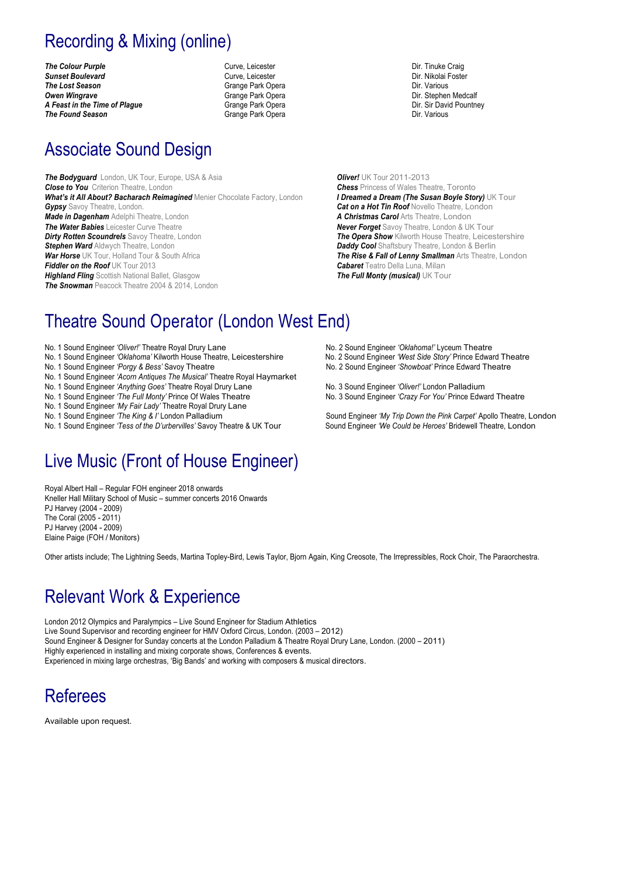## Recording & Mixing (online)

| | | |
|---|---|---|
| ***The Colour Purple*** | Curve, Leicester | Dir. Tinuke Craig |
| ***Sunset Boulevard*** | Curve, Leicester | Dir. Nikolai Foster |
| ***The Lost Season*** | Grange Park Opera | Dir. Various |
| ***Owen Wingrave*** | Grange Park Opera | Dir. Stephen Medcalf |
| ***A Feast in the Time of Plague*** | Grange Park Opera | Dir. Sir David Pountney |
| ***The Found Season*** | Grange Park Opera | Dir. Various |

## Associate Sound Design

***The Bodyguard*** London, UK Tour, Europe, USA & Asia
***Close to You*** Criterion Theatre, London
***What's it All About? Bacharach Reimagined*** Menier Chocolate Factory, London
***Gypsy*** Savoy Theatre, London.
***Made in Dagenham*** Adelphi Theatre, London
***The Water Babies*** Leicester Curve Theatre
***Dirty Rotten Scoundrels*** Savoy Theatre, London
***Stephen Ward*** Aldwych Theatre, London
***War Horse*** UK Tour, Holland Tour & South Africa
***Fiddler on the Roof*** UK Tour 2013
***Highland Fling*** Scottish National Ballet, Glasgow
***The Snowman*** Peacock Theatre 2004 & 2014, London
***Oliver!*** UK Tour 2011-2013
***Chess*** Princess of Wales Theatre, Toronto
***I Dreamed a Dream (The Susan Boyle Story)*** UK Tour
***Cat on a Hot Tin Roof*** Novello Theatre, London
***A Christmas Carol*** Arts Theatre, London
***Never Forget*** Savoy Theatre, London & UK Tour
***The Opera Show*** Kilworth House Theatre, Leicestershire
***Daddy Cool*** Shaftsbury Theatre, London & Berlin
***The Rise & Fall of Lenny Smallman*** Arts Theatre, London
***Cabaret*** Teatro Della Luna, Milan
***The Full Monty (musical)*** UK Tour

## Theatre Sound Operator (London West End)

No. 1 Sound Engineer *'Oliver!'* Theatre Royal Drury Lane
No. 1 Sound Engineer *'Oklahoma'* Kilworth House Theatre, Leicestershire
No. 1 Sound Engineer *'Porgy & Bess'* Savoy Theatre
No. 1 Sound Engineer *'Acorn Antiques The Musical'* Theatre Royal Haymarket
No. 1 Sound Engineer *'Anything Goes'* Theatre Royal Drury Lane
No. 1 Sound Engineer *'The Full Monty'* Prince Of Wales Theatre
No. 1 Sound Engineer *'My Fair Lady'* Theatre Royal Drury Lane
No. 1 Sound Engineer *'The King & I'* London Palladium
No. 1 Sound Engineer *'Tess of the D'urbervilles'* Savoy Theatre & UK Tour

No. 2 Sound Engineer *'Oklahoma!'* Lyceum Theatre
No. 2 Sound Engineer *'West Side Story'* Prince Edward Theatre
No. 2 Sound Engineer *'Showboat'* Prince Edward Theatre

No. 3 Sound Engineer *'Oliver!'* London Palladium
No. 3 Sound Engineer *'Crazy For You'* Prince Edward Theatre

Sound Engineer *'My Trip Down the Pink Carpet'* Apollo Theatre, London
Sound Engineer *'We Could be Heroes'* Bridewell Theatre, London

## Live Music (Front of House Engineer)

Royal Albert Hall – Regular FOH engineer 2018 onwards
Kneller Hall Military School of Music – summer concerts 2016 Onwards
PJ Harvey (2004 - 2009)
The Coral (2005 - 2011)
PJ Harvey (2004 - 2009)
Elaine Paige (FOH / Monitors)

Other artists include; The Lightning Seeds, Martina Topley-Bird, Lewis Taylor, Bjorn Again, King Creosote, The Irrepressibles, Rock Choir, The Paraorchestra.

## Relevant Work & Experience

London 2012 Olympics and Paralympics – Live Sound Engineer for Stadium Athletics
Live Sound Supervisor and recording engineer for HMV Oxford Circus, London. (2003 – 2012)
Sound Engineer & Designer for Sunday concerts at the London Palladium & Theatre Royal Drury Lane, London. (2000 – 2011)
Highly experienced in installing and mixing corporate shows, Conferences & events.
Experienced in mixing large orchestras, 'Big Bands' and working with composers & musical directors.

## Referees

Available upon request.